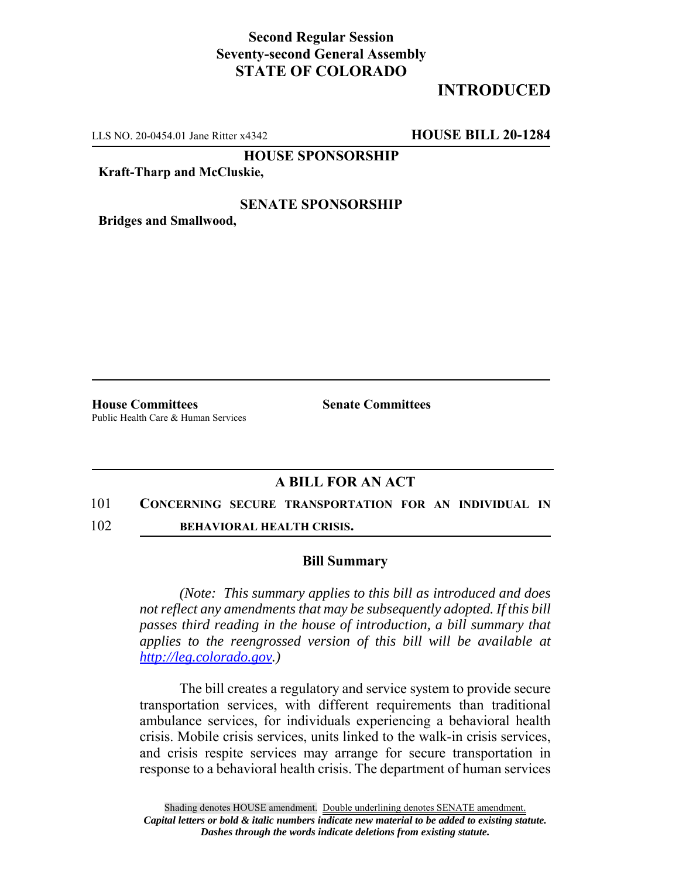**Second Regular Session**
**Seventy-second General Assembly**
**STATE OF COLORADO**

# INTRODUCED

LLS NO. 20-0454.01 Jane Ritter x4342 **HOUSE BILL 20-1284**

**HOUSE SPONSORSHIP**

**Kraft-Tharp and McCluskie,**

**SENATE SPONSORSHIP**

**Bridges and Smallwood,**

**House Committees**
Public Health Care & Human Services

**Senate Committees**

## A BILL FOR AN ACT

101 **CONCERNING SECURE TRANSPORTATION FOR AN INDIVIDUAL IN**
102 **BEHAVIORAL HEALTH CRISIS.**

### Bill Summary

*(Note: This summary applies to this bill as introduced and does not reflect any amendments that may be subsequently adopted. If this bill passes third reading in the house of introduction, a bill summary that applies to the reengrossed version of this bill will be available at http://leg.colorado.gov.)*

The bill creates a regulatory and service system to provide secure transportation services, with different requirements than traditional ambulance services, for individuals experiencing a behavioral health crisis. Mobile crisis services, units linked to the walk-in crisis services, and crisis respite services may arrange for secure transportation in response to a behavioral health crisis. The department of human services

Shading denotes HOUSE amendment. Double underlining denotes SENATE amendment.
*Capital letters or bold & italic numbers indicate new material to be added to existing statute.*
*Dashes through the words indicate deletions from existing statute.*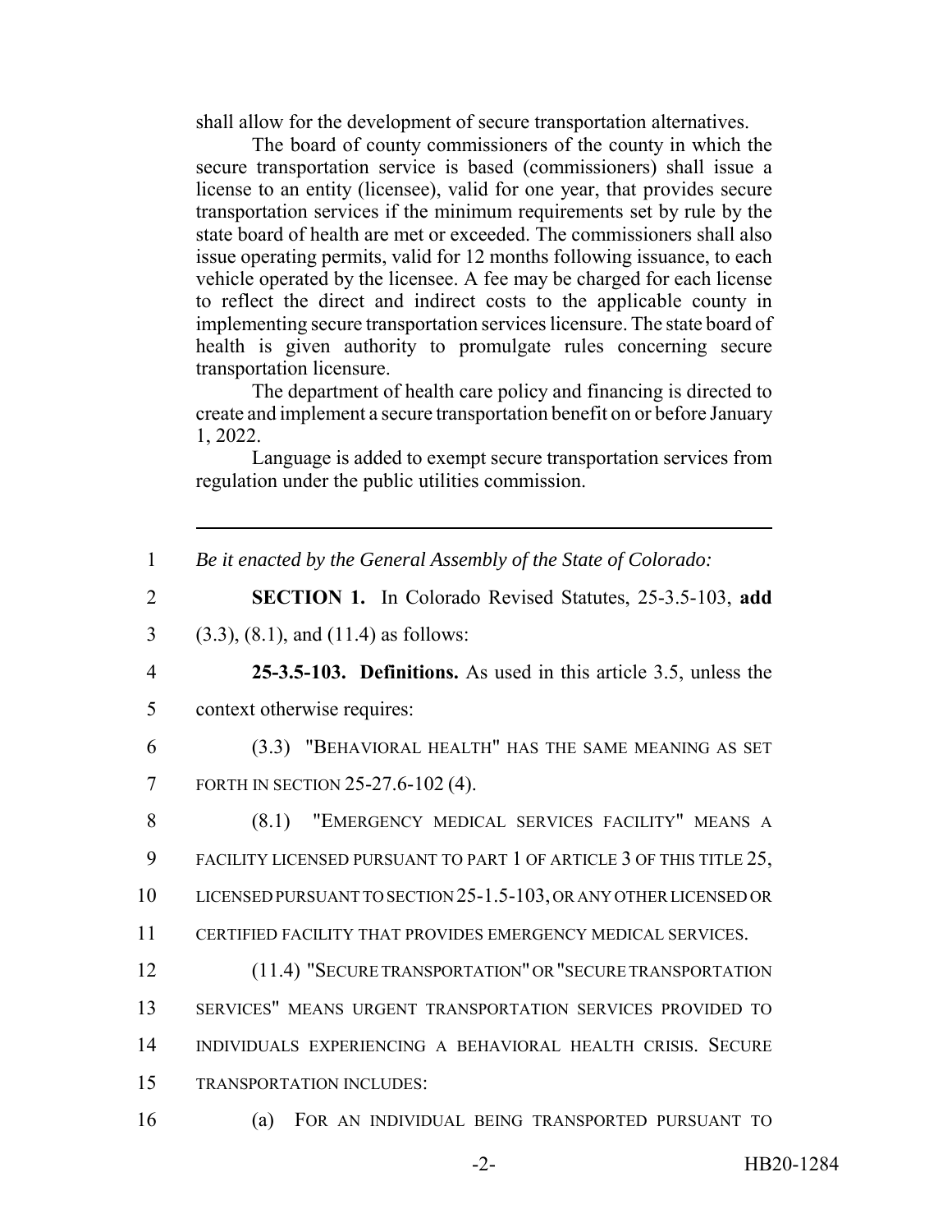shall allow for the development of secure transportation alternatives.

The board of county commissioners of the county in which the secure transportation service is based (commissioners) shall issue a license to an entity (licensee), valid for one year, that provides secure transportation services if the minimum requirements set by rule by the state board of health are met or exceeded. The commissioners shall also issue operating permits, valid for 12 months following issuance, to each vehicle operated by the licensee. A fee may be charged for each license to reflect the direct and indirect costs to the applicable county in implementing secure transportation services licensure. The state board of health is given authority to promulgate rules concerning secure transportation licensure.

The department of health care policy and financing is directed to create and implement a secure transportation benefit on or before January 1, 2022.

Language is added to exempt secure transportation services from regulation under the public utilities commission.

---

1 *Be it enacted by the General Assembly of the State of Colorado:*

2 **SECTION 1.** In Colorado Revised Statutes, 25-3.5-103, **add**
3 (3.3), (8.1), and (11.4) as follows:

4 **25-3.5-103. Definitions.** As used in this article 3.5, unless the
5 context otherwise requires:

6 (3.3) "BEHAVIORAL HEALTH" HAS THE SAME MEANING AS SET
7 FORTH IN SECTION 25-27.6-102 (4).

8 (8.1) "EMERGENCY MEDICAL SERVICES FACILITY" MEANS A
9 FACILITY LICENSED PURSUANT TO PART 1 OF ARTICLE 3 OF THIS TITLE 25,
10 LICENSED PURSUANT TO SECTION 25-1.5-103, OR ANY OTHER LICENSED OR
11 CERTIFIED FACILITY THAT PROVIDES EMERGENCY MEDICAL SERVICES.

12 (11.4) "SECURE TRANSPORTATION" OR "SECURE TRANSPORTATION
13 SERVICES" MEANS URGENT TRANSPORTATION SERVICES PROVIDED TO
14 INDIVIDUALS EXPERIENCING A BEHAVIORAL HEALTH CRISIS. SECURE
15 TRANSPORTATION INCLUDES:

16 (a) FOR AN INDIVIDUAL BEING TRANSPORTED PURSUANT TO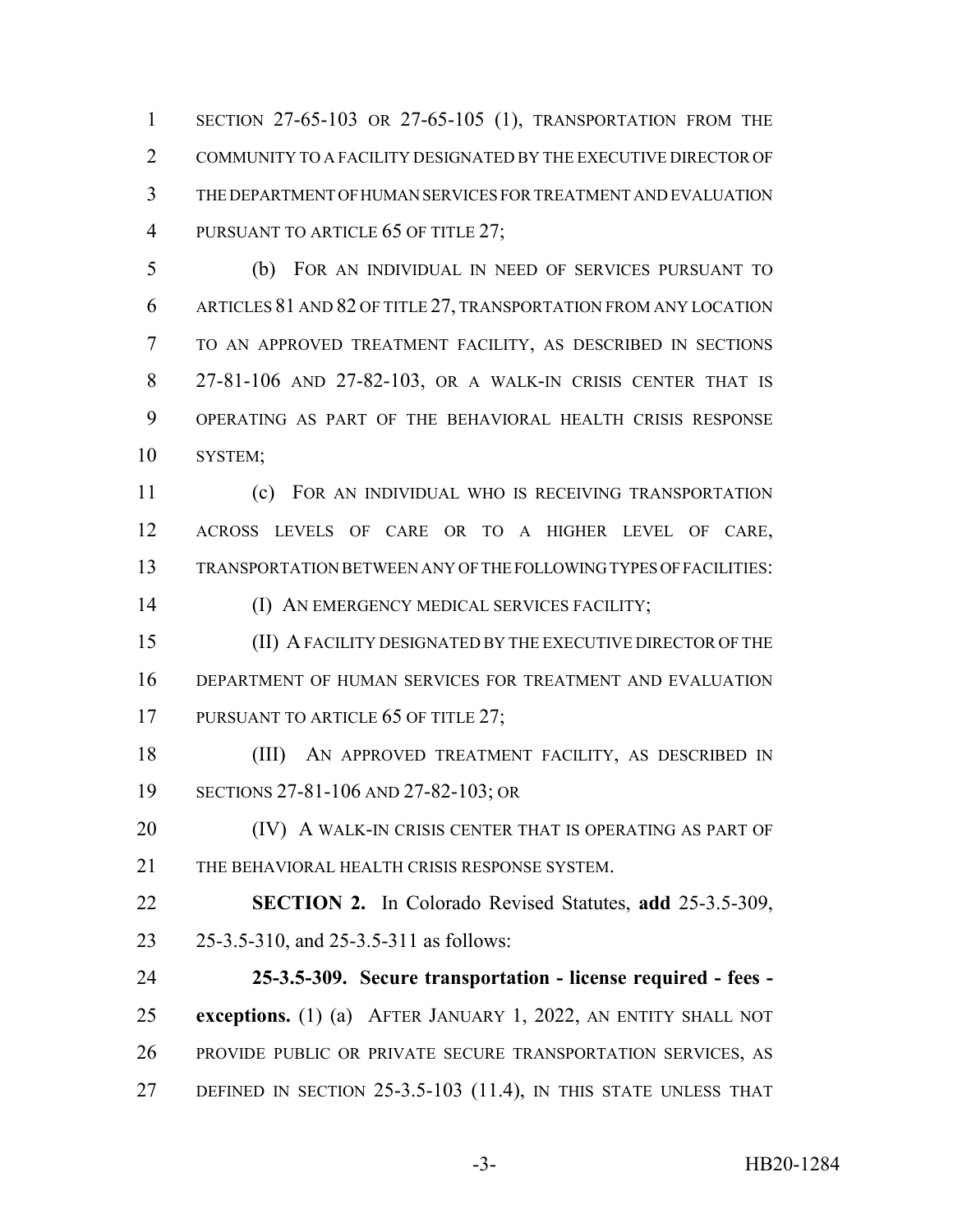SECTION 27-65-103 OR 27-65-105 (1), TRANSPORTATION FROM THE COMMUNITY TO A FACILITY DESIGNATED BY THE EXECUTIVE DIRECTOR OF THE DEPARTMENT OF HUMAN SERVICES FOR TREATMENT AND EVALUATION PURSUANT TO ARTICLE 65 OF TITLE 27;

(b) FOR AN INDIVIDUAL IN NEED OF SERVICES PURSUANT TO ARTICLES 81 AND 82 OF TITLE 27, TRANSPORTATION FROM ANY LOCATION TO AN APPROVED TREATMENT FACILITY, AS DESCRIBED IN SECTIONS 27-81-106 AND 27-82-103, OR A WALK-IN CRISIS CENTER THAT IS OPERATING AS PART OF THE BEHAVIORAL HEALTH CRISIS RESPONSE SYSTEM;

(c) FOR AN INDIVIDUAL WHO IS RECEIVING TRANSPORTATION ACROSS LEVELS OF CARE OR TO A HIGHER LEVEL OF CARE, TRANSPORTATION BETWEEN ANY OF THE FOLLOWING TYPES OF FACILITIES:

(I) AN EMERGENCY MEDICAL SERVICES FACILITY;

(II) A FACILITY DESIGNATED BY THE EXECUTIVE DIRECTOR OF THE DEPARTMENT OF HUMAN SERVICES FOR TREATMENT AND EVALUATION PURSUANT TO ARTICLE 65 OF TITLE 27;

(III) AN APPROVED TREATMENT FACILITY, AS DESCRIBED IN SECTIONS 27-81-106 AND 27-82-103; OR

(IV) A WALK-IN CRISIS CENTER THAT IS OPERATING AS PART OF THE BEHAVIORAL HEALTH CRISIS RESPONSE SYSTEM.

**SECTION 2.** In Colorado Revised Statutes, **add** 25-3.5-309, 25-3.5-310, and 25-3.5-311 as follows:

**25-3.5-309. Secure transportation - license required - fees - exceptions.** (1) (a) AFTER JANUARY 1, 2022, AN ENTITY SHALL NOT PROVIDE PUBLIC OR PRIVATE SECURE TRANSPORTATION SERVICES, AS DEFINED IN SECTION 25-3.5-103 (11.4), IN THIS STATE UNLESS THAT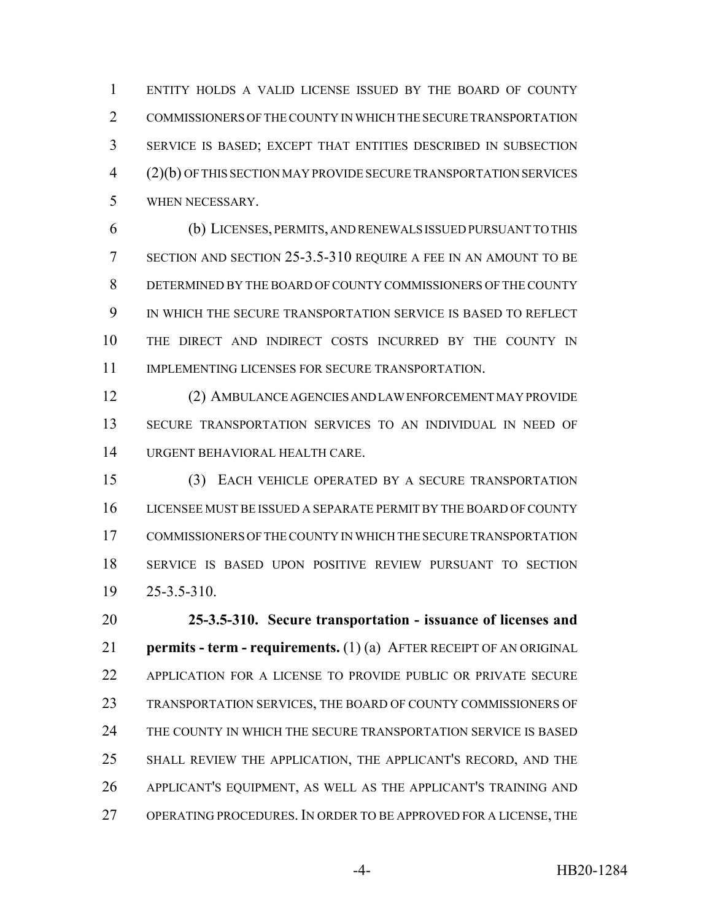ENTITY HOLDS A VALID LICENSE ISSUED BY THE BOARD OF COUNTY COMMISSIONERS OF THE COUNTY IN WHICH THE SECURE TRANSPORTATION SERVICE IS BASED; EXCEPT THAT ENTITIES DESCRIBED IN SUBSECTION (2)(b) OF THIS SECTION MAY PROVIDE SECURE TRANSPORTATION SERVICES WHEN NECESSARY.

(b) LICENSES, PERMITS, AND RENEWALS ISSUED PURSUANT TO THIS SECTION AND SECTION 25-3.5-310 REQUIRE A FEE IN AN AMOUNT TO BE DETERMINED BY THE BOARD OF COUNTY COMMISSIONERS OF THE COUNTY IN WHICH THE SECURE TRANSPORTATION SERVICE IS BASED TO REFLECT THE DIRECT AND INDIRECT COSTS INCURRED BY THE COUNTY IN IMPLEMENTING LICENSES FOR SECURE TRANSPORTATION.

(2) AMBULANCE AGENCIES AND LAW ENFORCEMENT MAY PROVIDE SECURE TRANSPORTATION SERVICES TO AN INDIVIDUAL IN NEED OF URGENT BEHAVIORAL HEALTH CARE.

(3) EACH VEHICLE OPERATED BY A SECURE TRANSPORTATION LICENSEE MUST BE ISSUED A SEPARATE PERMIT BY THE BOARD OF COUNTY COMMISSIONERS OF THE COUNTY IN WHICH THE SECURE TRANSPORTATION SERVICE IS BASED UPON POSITIVE REVIEW PURSUANT TO SECTION 25-3.5-310.

**25-3.5-310. Secure transportation - issuance of licenses and permits - term - requirements.** (1) (a) AFTER RECEIPT OF AN ORIGINAL APPLICATION FOR A LICENSE TO PROVIDE PUBLIC OR PRIVATE SECURE TRANSPORTATION SERVICES, THE BOARD OF COUNTY COMMISSIONERS OF THE COUNTY IN WHICH THE SECURE TRANSPORTATION SERVICE IS BASED SHALL REVIEW THE APPLICATION, THE APPLICANT'S RECORD, AND THE APPLICANT'S EQUIPMENT, AS WELL AS THE APPLICANT'S TRAINING AND OPERATING PROCEDURES. IN ORDER TO BE APPROVED FOR A LICENSE, THE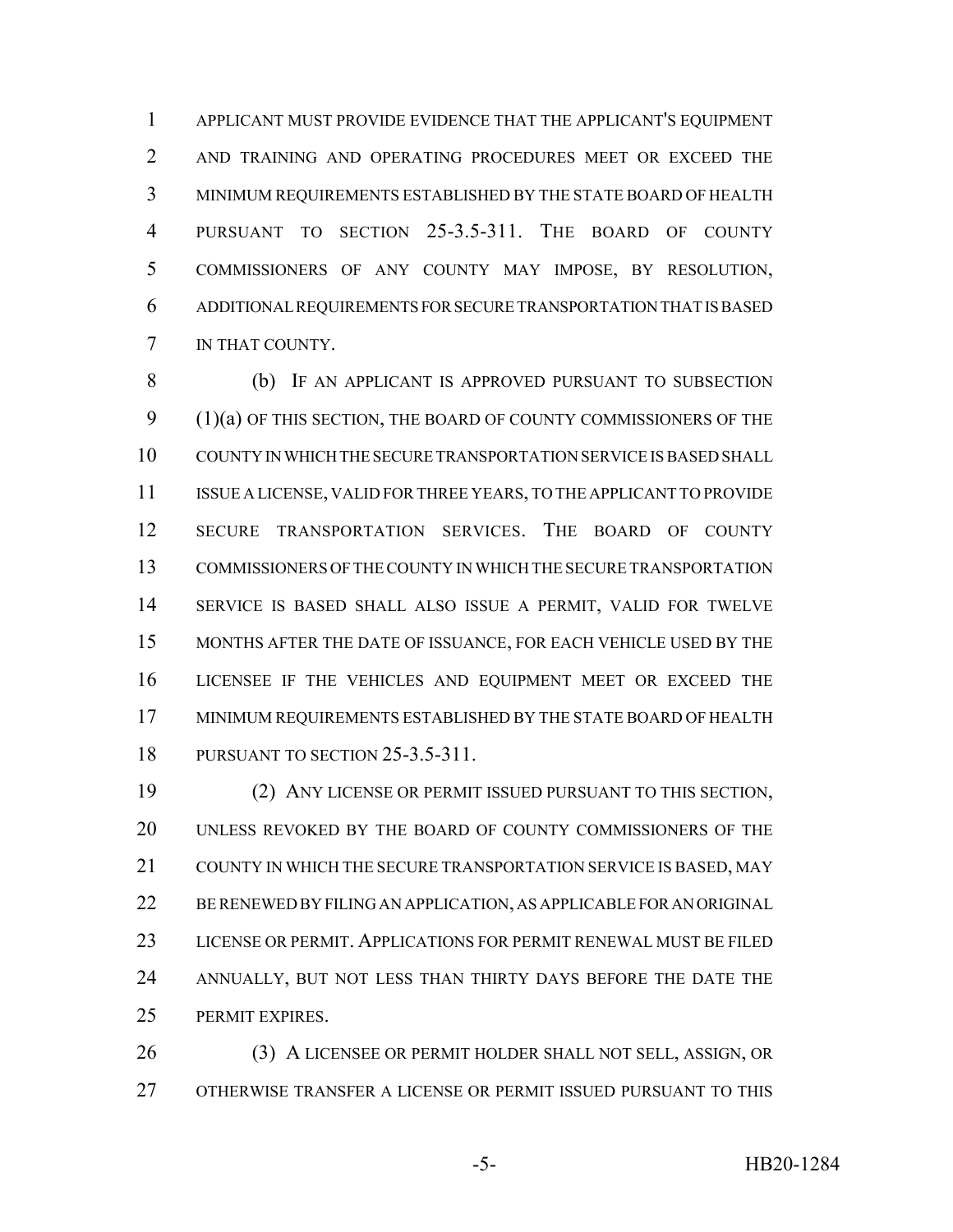APPLICANT MUST PROVIDE EVIDENCE THAT THE APPLICANT'S EQUIPMENT AND TRAINING AND OPERATING PROCEDURES MEET OR EXCEED THE MINIMUM REQUIREMENTS ESTABLISHED BY THE STATE BOARD OF HEALTH PURSUANT TO SECTION 25-3.5-311. THE BOARD OF COUNTY COMMISSIONERS OF ANY COUNTY MAY IMPOSE, BY RESOLUTION, ADDITIONAL REQUIREMENTS FOR SECURE TRANSPORTATION THAT IS BASED IN THAT COUNTY.

(b) IF AN APPLICANT IS APPROVED PURSUANT TO SUBSECTION (1)(a) OF THIS SECTION, THE BOARD OF COUNTY COMMISSIONERS OF THE COUNTY IN WHICH THE SECURE TRANSPORTATION SERVICE IS BASED SHALL ISSUE A LICENSE, VALID FOR THREE YEARS, TO THE APPLICANT TO PROVIDE SECURE TRANSPORTATION SERVICES. THE BOARD OF COUNTY COMMISSIONERS OF THE COUNTY IN WHICH THE SECURE TRANSPORTATION SERVICE IS BASED SHALL ALSO ISSUE A PERMIT, VALID FOR TWELVE MONTHS AFTER THE DATE OF ISSUANCE, FOR EACH VEHICLE USED BY THE LICENSEE IF THE VEHICLES AND EQUIPMENT MEET OR EXCEED THE MINIMUM REQUIREMENTS ESTABLISHED BY THE STATE BOARD OF HEALTH PURSUANT TO SECTION 25-3.5-311.

(2) ANY LICENSE OR PERMIT ISSUED PURSUANT TO THIS SECTION, UNLESS REVOKED BY THE BOARD OF COUNTY COMMISSIONERS OF THE COUNTY IN WHICH THE SECURE TRANSPORTATION SERVICE IS BASED, MAY BE RENEWED BY FILING AN APPLICATION, AS APPLICABLE FOR AN ORIGINAL LICENSE OR PERMIT. APPLICATIONS FOR PERMIT RENEWAL MUST BE FILED ANNUALLY, BUT NOT LESS THAN THIRTY DAYS BEFORE THE DATE THE PERMIT EXPIRES.

(3) A LICENSEE OR PERMIT HOLDER SHALL NOT SELL, ASSIGN, OR OTHERWISE TRANSFER A LICENSE OR PERMIT ISSUED PURSUANT TO THIS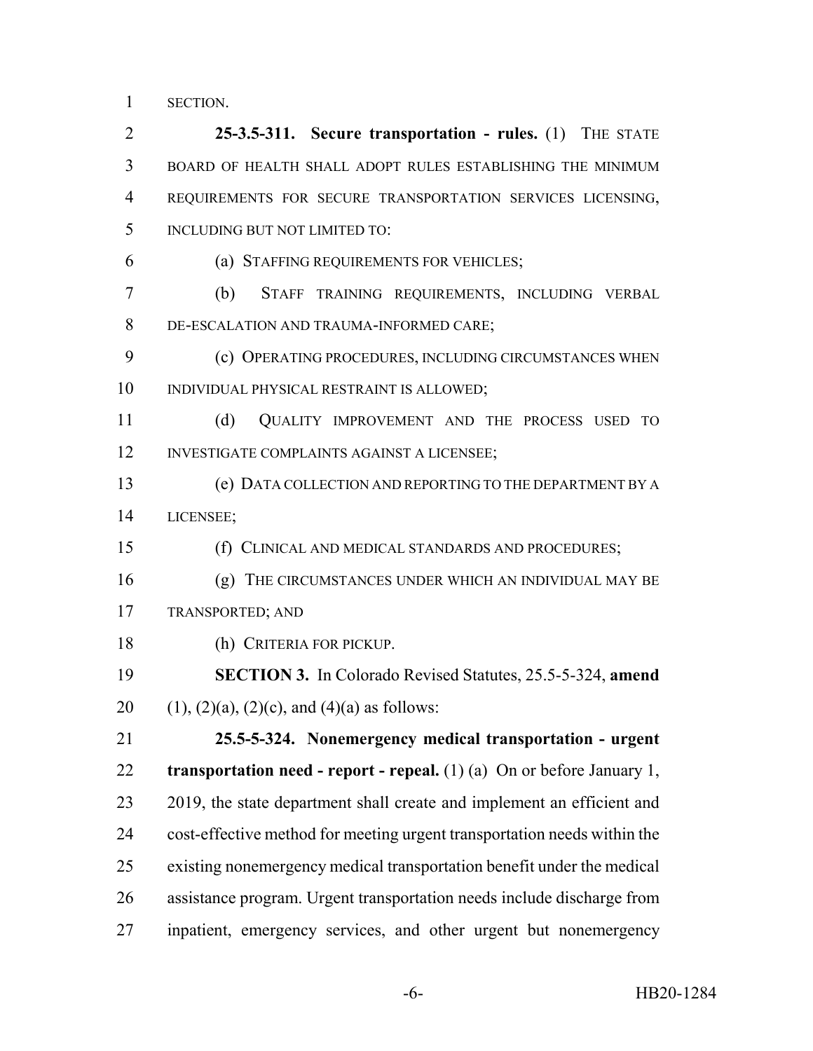SECTION.

**25-3.5-311. Secure transportation - rules.** (1) THE STATE BOARD OF HEALTH SHALL ADOPT RULES ESTABLISHING THE MINIMUM REQUIREMENTS FOR SECURE TRANSPORTATION SERVICES LICENSING, INCLUDING BUT NOT LIMITED TO:

(a) STAFFING REQUIREMENTS FOR VEHICLES;

(b) STAFF TRAINING REQUIREMENTS, INCLUDING VERBAL DE-ESCALATION AND TRAUMA-INFORMED CARE;

(c) OPERATING PROCEDURES, INCLUDING CIRCUMSTANCES WHEN INDIVIDUAL PHYSICAL RESTRAINT IS ALLOWED;

(d) QUALITY IMPROVEMENT AND THE PROCESS USED TO INVESTIGATE COMPLAINTS AGAINST A LICENSEE;

(e) DATA COLLECTION AND REPORTING TO THE DEPARTMENT BY A LICENSEE;

(f) CLINICAL AND MEDICAL STANDARDS AND PROCEDURES;

(g) THE CIRCUMSTANCES UNDER WHICH AN INDIVIDUAL MAY BE TRANSPORTED; AND

(h) CRITERIA FOR PICKUP.

**SECTION 3.** In Colorado Revised Statutes, 25.5-5-324, **amend** (1), (2)(a), (2)(c), and (4)(a) as follows:

**25.5-5-324. Nonemergency medical transportation - urgent transportation need - report - repeal.** (1) (a) On or before January 1, 2019, the state department shall create and implement an efficient and cost-effective method for meeting urgent transportation needs within the existing nonemergency medical transportation benefit under the medical assistance program. Urgent transportation needs include discharge from inpatient, emergency services, and other urgent but nonemergency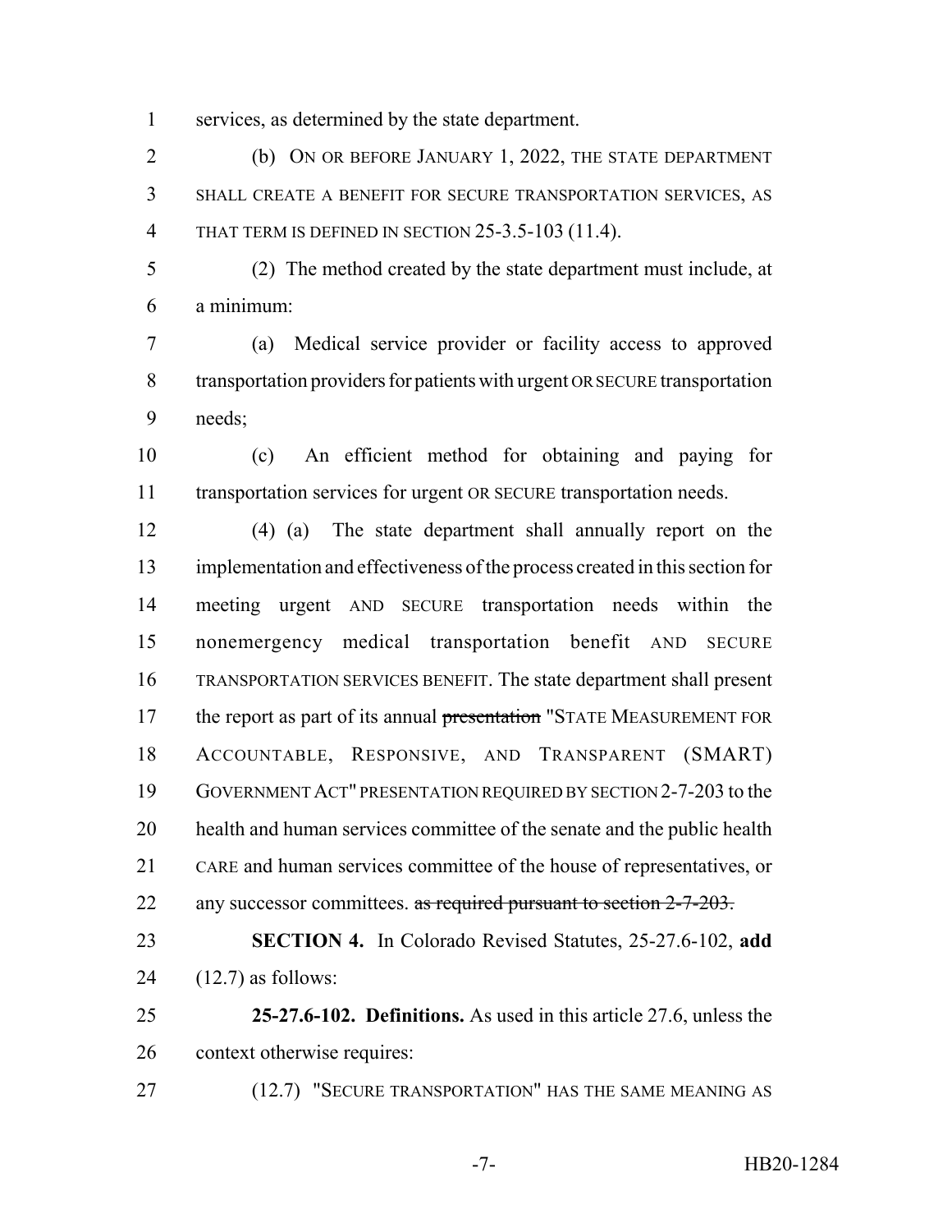services, as determined by the state department.

(b) ON OR BEFORE JANUARY 1, 2022, THE STATE DEPARTMENT SHALL CREATE A BENEFIT FOR SECURE TRANSPORTATION SERVICES, AS THAT TERM IS DEFINED IN SECTION 25-3.5-103 (11.4).

(2) The method created by the state department must include, at a minimum:

(a) Medical service provider or facility access to approved transportation providers for patients with urgent OR SECURE transportation needs;

(c) An efficient method for obtaining and paying for transportation services for urgent OR SECURE transportation needs.

(4) (a) The state department shall annually report on the implementation and effectiveness of the process created in this section for meeting urgent AND SECURE transportation needs within the nonemergency medical transportation benefit AND SECURE TRANSPORTATION SERVICES BENEFIT. The state department shall present the report as part of its annual ~~presentation~~ "STATE MEASUREMENT FOR ACCOUNTABLE, RESPONSIVE, AND TRANSPARENT (SMART) GOVERNMENT ACT" PRESENTATION REQUIRED BY SECTION 2-7-203 to the health and human services committee of the senate and the public health CARE and human services committee of the house of representatives, or any successor committees. ~~as required pursuant to section 2-7-203.~~

**SECTION 4.** In Colorado Revised Statutes, 25-27.6-102, **add** (12.7) as follows:

**25-27.6-102. Definitions.** As used in this article 27.6, unless the context otherwise requires:

(12.7) "SECURE TRANSPORTATION" HAS THE SAME MEANING AS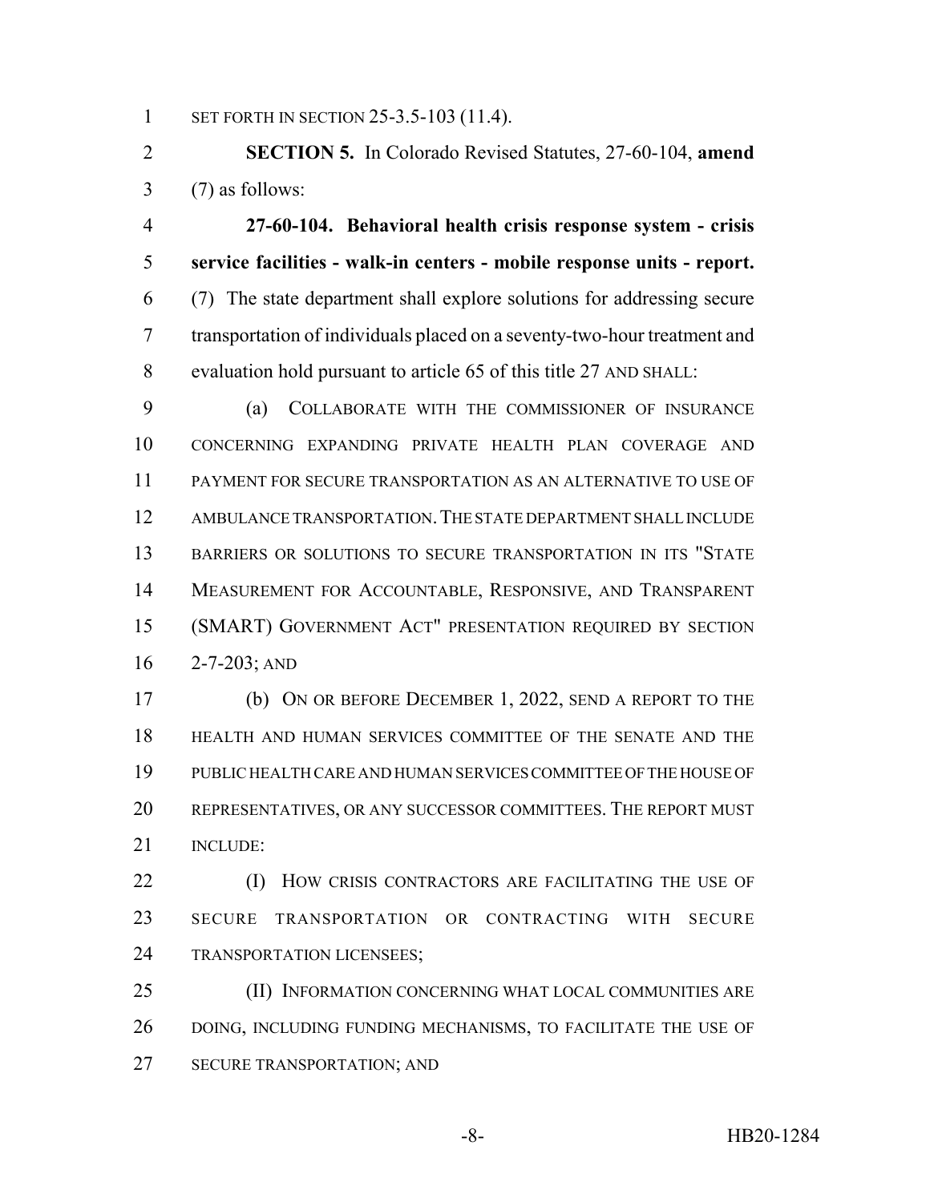SET FORTH IN SECTION 25-3.5-103 (11.4).

**SECTION 5.** In Colorado Revised Statutes, 27-60-104, **amend** (7) as follows:

**27-60-104. Behavioral health crisis response system - crisis service facilities - walk-in centers - mobile response units - report.** (7) The state department shall explore solutions for addressing secure transportation of individuals placed on a seventy-two-hour treatment and evaluation hold pursuant to article 65 of this title 27 AND SHALL:

(a) COLLABORATE WITH THE COMMISSIONER OF INSURANCE CONCERNING EXPANDING PRIVATE HEALTH PLAN COVERAGE AND PAYMENT FOR SECURE TRANSPORTATION AS AN ALTERNATIVE TO USE OF AMBULANCE TRANSPORTATION. THE STATE DEPARTMENT SHALL INCLUDE BARRIERS OR SOLUTIONS TO SECURE TRANSPORTATION IN ITS "STATE MEASUREMENT FOR ACCOUNTABLE, RESPONSIVE, AND TRANSPARENT (SMART) GOVERNMENT ACT" PRESENTATION REQUIRED BY SECTION 2-7-203; AND

(b) ON OR BEFORE DECEMBER 1, 2022, SEND A REPORT TO THE HEALTH AND HUMAN SERVICES COMMITTEE OF THE SENATE AND THE PUBLIC HEALTH CARE AND HUMAN SERVICES COMMITTEE OF THE HOUSE OF REPRESENTATIVES, OR ANY SUCCESSOR COMMITTEES. THE REPORT MUST INCLUDE:

(I) HOW CRISIS CONTRACTORS ARE FACILITATING THE USE OF SECURE TRANSPORTATION OR CONTRACTING WITH SECURE TRANSPORTATION LICENSEES;

(II) INFORMATION CONCERNING WHAT LOCAL COMMUNITIES ARE DOING, INCLUDING FUNDING MECHANISMS, TO FACILITATE THE USE OF SECURE TRANSPORTATION; AND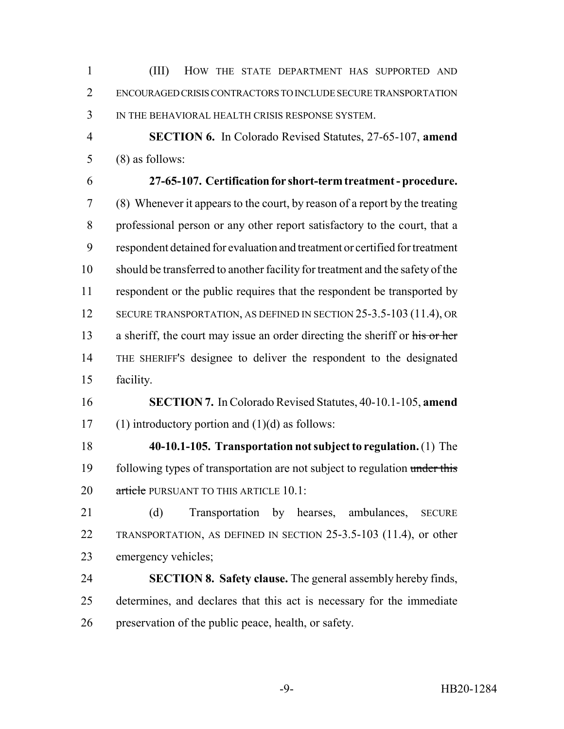(III) HOW THE STATE DEPARTMENT HAS SUPPORTED AND ENCOURAGED CRISIS CONTRACTORS TO INCLUDE SECURE TRANSPORTATION IN THE BEHAVIORAL HEALTH CRISIS RESPONSE SYSTEM.

**SECTION 6.** In Colorado Revised Statutes, 27-65-107, **amend** (8) as follows:

**27-65-107. Certification for short-term treatment - procedure.** (8) Whenever it appears to the court, by reason of a report by the treating professional person or any other report satisfactory to the court, that a respondent detained for evaluation and treatment or certified for treatment should be transferred to another facility for treatment and the safety of the respondent or the public requires that the respondent be transported by SECURE TRANSPORTATION, AS DEFINED IN SECTION 25-3.5-103 (11.4), OR a sheriff, the court may issue an order directing the sheriff or ~~his or her~~ THE SHERIFF'S designee to deliver the respondent to the designated facility.

**SECTION 7.** In Colorado Revised Statutes, 40-10.1-105, **amend** (1) introductory portion and (1)(d) as follows:

**40-10.1-105. Transportation not subject to regulation.** (1) The following types of transportation are not subject to regulation ~~under this article~~ PURSUANT TO THIS ARTICLE 10.1:

(d) Transportation by hearses, ambulances, SECURE TRANSPORTATION, AS DEFINED IN SECTION 25-3.5-103 (11.4), or other emergency vehicles;

**SECTION 8. Safety clause.** The general assembly hereby finds, determines, and declares that this act is necessary for the immediate preservation of the public peace, health, or safety.